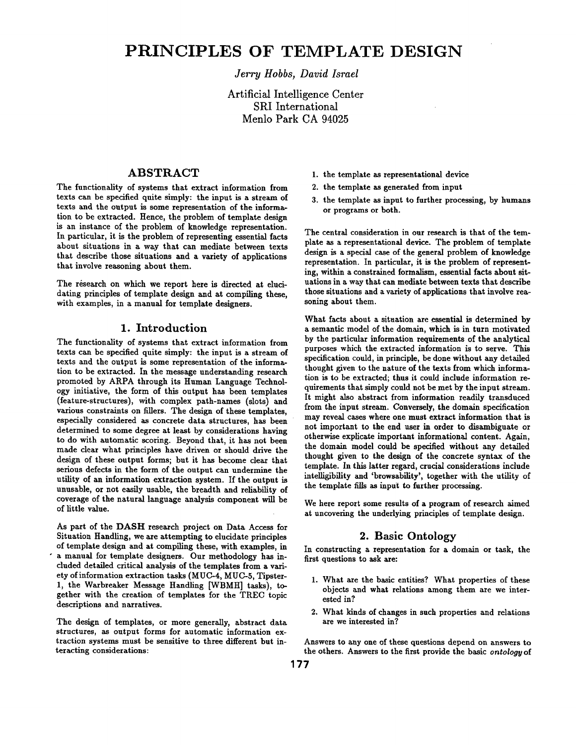# PRINCIPLES OF TEMPLATE DESIGN

*Jerry Hobbs, David Israel*

Artificial Intelligence Center
SRI International
Menlo Park CA 94025

## ABSTRACT

The functionality of systems that extract information from texts can be specified quite simply: the input is a stream of texts and the output is some representation of the information to be extracted. Hence, the problem of template design is an instance of the problem of knowledge representation. In particular, it is the problem of representing essential facts about situations in a way that can mediate between texts that describe those situations and a variety of applications that involve reasoning about them.

The résearch on which we report here is directed at elucidating principles of template design and at compiling these, with examples, in a manual for template designers.

## 1. Introduction

The functionality of systems that extract information from texts can be specified quite simply: the input is a stream of texts and the output is some representation of the information to be extracted. In the message understanding research promoted by ARPA through its Human Language Technology initiative, the form of this output has been templates (feature-structures), with complex path-names (slots) and various constraints on fillers. The design of these templates, especially considered as concrete data structures, has been determined to some degree at least by considerations having to do with automatic scoring. Beyond that, it has not been made clear what principles have driven or should drive the design of these output forms; but it has become clear that serious defects in the form of the output can undermine the utility of an information extraction system. If the output is unusable, or not easily usable, the breadth and reliability of coverage of the natural language analysis component will be of little value.

As part of the **DASH** research project on Data Access for Situation Handling, we are attempting to elucidate principles of template design and at compiling these, with examples, in a manual for template designers. Our methodology has included detailed critical analysis of the templates from a variety of information extraction tasks (MUC-4, MUC-5, Tipster-1, the Warbreaker Message Handling [WBMH] tasks), together with the creation of templates for the TREC topic descriptions and narratives.

The design of templates, or more generally, abstract data structures, as output forms for automatic information extraction systems must be sensitive to three different but interacting considerations:

1. the template as representational device
2. the template as generated from input
3. the template as input to further processing, by humans or programs or both.

The central consideration in our research is that of the template as a representational device. The problem of template design is a special case of the general problem of knowledge representation. In particular, it is the problem of representing, within a constrained formalism, essential facts about situations in a way that can mediate between texts that describe those situations and a variety of applications that involve reasoning about them.

What facts about a situation are essential is determined by a semantic model of the domain, which is in turn motivated by the particular information requirements of the analytical purposes which the extracted information is to serve. This specification could, in principle, be done without any detailed thought given to the nature of the texts from which information is to be extracted; thus it could include information requirements that simply could not be met by the input stream. It might also abstract from information readily transduced from the input stream. Conversely, the domain specification may reveal cases where one must extract information that is not important to the end user in order to disambiguate or otherwise explicate important informational content. Again, the domain model could be specified without any detailed thought given to the design of the concrete syntax of the template. In this latter regard, crucial considerations include intelligibility and 'browsability', together with the utility of the template fills as input to further processing.

We here report some results of a program of research aimed at uncovering the underlying principles of template design.

## 2. Basic Ontology

In constructing a representation for a domain or task, the first questions to ask are:

1. What are the basic entities? What properties of these objects and what relations among them are we interested in?
2. What kinds of changes in such properties and relations are we interested in?

Answers to any one of these questions depend on answers to the others. Answers to the first provide the basic *ontology* of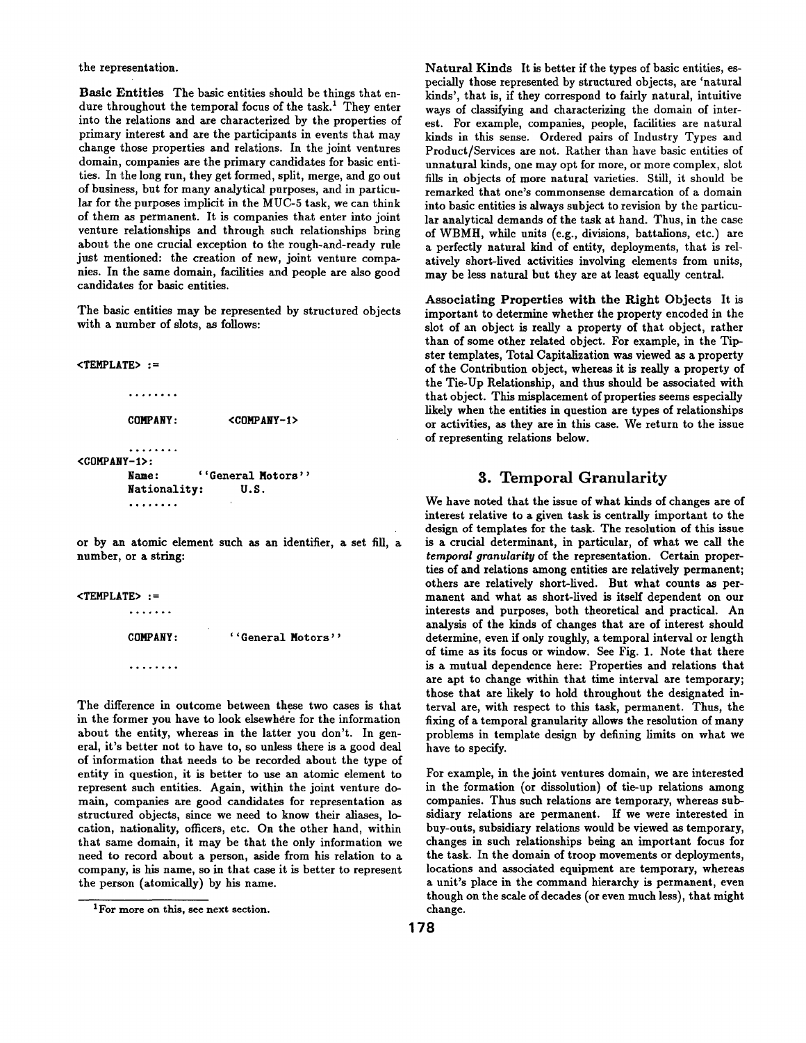the representation.

**Basic Entities** The basic entities should be things that endure throughout the temporal focus of the task.[1] They enter into the relations and are characterized by the properties of primary interest and are the participants in events that may change those properties and relations. In the joint ventures domain, companies are the primary candidates for basic entities. In the long run, they get formed, split, merge, and go out of business, but for many analytical purposes, and in particular for the purposes implicit in the MUC-5 task, we can think of them as permanent. It is companies that enter into joint venture relationships and through such relationships bring about the one crucial exception to the rough-and-ready rule just mentioned: the creation of new, joint venture companies. In the same domain, facilities and people are also good candidates for basic entities.

The basic entities may be represented by structured objects with a number of slots, as follows:

```
<TEMPLATE> :=

        ........

        COMPANY:        <COMPANY-1>

        ........
<COMPANY-1>:
        Name:       ''General Motors''
        Nationality:    U.S.
        ........
```

or by an atomic element such as an identifier, a set fill, a number, or a string:

```
<TEMPLATE> :=
        .......

        COMPANY:        ''General Motors''

        ........
```

The difference in outcome between these two cases is that in the former you have to look elsewhere for the information about the entity, whereas in the latter you don't. In general, it's better not to have to, so unless there is a good deal of information that needs to be recorded about the type of entity in question, it is better to use an atomic element to represent such entities. Again, within the joint venture domain, companies are good candidates for representation as structured objects, since we need to know their aliases, location, nationality, officers, etc. On the other hand, within that same domain, it may be that the only information we need to record about a person, aside from his relation to a company, is his name, so in that case it is better to represent the person (atomically) by his name.

[1] For more on this, see next section.

**Natural Kinds** It is better if the types of basic entities, especially those represented by structured objects, are 'natural kinds', that is, if they correspond to fairly natural, intuitive ways of classifying and characterizing the domain of interest. For example, companies, people, facilities are natural kinds in this sense. Ordered pairs of Industry Types and Product/Services are not. Rather than have basic entities of unnatural kinds, one may opt for more, or more complex, slot fills in objects of more natural varieties. Still, it should be remarked that one's commonsense demarcation of a domain into basic entities is always subject to revision by the particular analytical demands of the task at hand. Thus, in the case of WBMH, while units (e.g., divisions, battalions, etc.) are a perfectly natural kind of entity, deployments, that is relatively short-lived activities involving elements from units, may be less natural but they are at least equally central.

**Associating Properties with the Right Objects** It is important to determine whether the property encoded in the slot of an object is really a property of that object, rather than of some other related object. For example, in the Tipster templates, Total Capitalization was viewed as a property of the Contribution object, whereas it is really a property of the Tie-Up Relationship, and thus should be associated with that object. This misplacement of properties seems especially likely when the entities in question are types of relationships or activities, as they are in this case. We return to the issue of representing relations below.

## 3. Temporal Granularity

We have noted that the issue of what kinds of changes are of interest relative to a given task is centrally important to the design of templates for the task. The resolution of this issue is a crucial determinant, in particular, of what we call the *temporal granularity* of the representation. Certain properties of and relations among entities are relatively permanent; others are relatively short-lived. But what counts as permanent and what as short-lived is itself dependent on our interests and purposes, both theoretical and practical. An analysis of the kinds of changes that are of interest should determine, even if only roughly, a temporal interval or length of time as its focus or window. See Fig. 1. Note that there is a mutual dependence here: Properties and relations that are apt to change within that time interval are temporary; those that are likely to hold throughout the designated interval are, with respect to this task, permanent. Thus, the fixing of a temporal granularity allows the resolution of many problems in template design by defining limits on what we have to specify.

For example, in the joint ventures domain, we are interested in the formation (or dissolution) of tie-up relations among companies. Thus such relations are temporary, whereas subsidiary relations are permanent. If we were interested in buy-outs, subsidiary relations would be viewed as temporary, changes in such relationships being an important focus for the task. In the domain of troop movements or deployments, locations and associated equipment are temporary, whereas a unit's place in the command hierarchy is permanent, even though on the scale of decades (or even much less), that might change.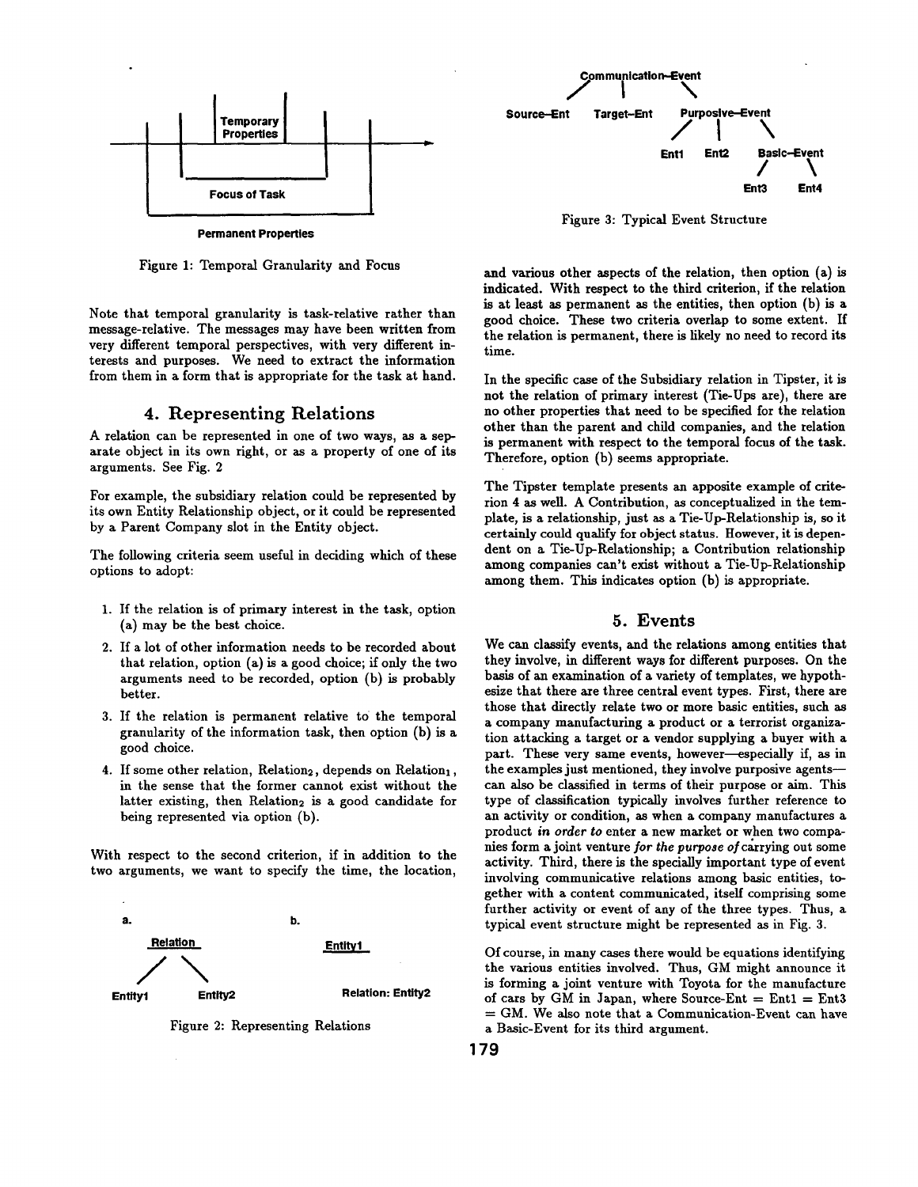Figure 1: Temporal Granularity and Focus

Note that temporal granularity is task-relative rather than message-relative. The messages may have been written from very different temporal perspectives, with very different interests and purposes. We need to extract the information from them in a form that is appropriate for the task at hand.

## 4. Representing Relations

A relation can be represented in one of two ways, as a separate object in its own right, or as a property of one of its arguments. See Fig. 2

For example, the subsidiary relation could be represented by its own Entity Relationship object, or it could be represented by a Parent Company slot in the Entity object.

The following criteria seem useful in deciding which of these options to adopt:

1. If the relation is of primary interest in the task, option (a) may be the best choice.
2. If a lot of other information needs to be recorded about that relation, option (a) is a good choice; if only the two arguments need to be recorded, option (b) is probably better.
3. If the relation is permanent relative to the temporal granularity of the information task, then option (b) is a good choice.
4. If some other relation, $Relation_2$, depends on $Relation_1$, in the sense that the former cannot exist without the latter existing, then $Relation_2$ is a good candidate for being represented via option (b).

With respect to the second criterion, if in addition to the two arguments, we want to specify the time, the location, and various other aspects of the relation, then option (a) is indicated. With respect to the third criterion, if the relation is at least as permanent as the entities, then option (b) is a good choice. These two criteria overlap to some extent. If the relation is permanent, there is likely no need to record its time.

Figure 2: Representing Relations

In the specific case of the Subsidiary relation in Tipster, it is not the relation of primary interest (Tie-Ups are), there are no other properties that need to be specified for the relation other than the parent and child companies, and the relation is permanent with respect to the temporal focus of the task. Therefore, option (b) seems appropriate.

The Tipster template presents an apposite example of criterion 4 as well. A Contribution, as conceptualized in the template, is a relationship, just as a Tie-Up-Relationship is, so it certainly could qualify for object status. However, it is dependent on a Tie-Up-Relationship; a Contribution relationship among companies can't exist without a Tie-Up-Relationship among them. This indicates option (b) is appropriate.

Figure 3: Typical Event Structure

## 5. Events

We can classify events, and the relations among entities that they involve, in different ways for different purposes. On the basis of an examination of a variety of templates, we hypothesize that there are three central event types. First, there are those that directly relate two or more basic entities, such as a company manufacturing a product or a terrorist organization attacking a target or a vendor supplying a buyer with a part. These very same events, however—especially if, as in the examples just mentioned, they involve purposive agents—can also be classified in terms of their purpose or aim. This type of classification typically involves further reference to an activity or condition, as when a company manufactures a product *in order to* enter a new market or when two companies form a joint venture *for the purpose of* carrying out some activity. Third, there is the specially important type of event involving communicative relations among basic entities, together with a content communicated, itself comprising some further activity or event of any of the three types. Thus, a typical event structure might be represented as in Fig. 3.

Of course, in many cases there would be equations identifying the various entities involved. Thus, GM might announce it is forming a joint venture with Toyota for the manufacture of cars by GM in Japan, where Source-Ent = Ent1 = Ent3 = GM. We also note that a Communication-Event can have a Basic-Event for its third argument.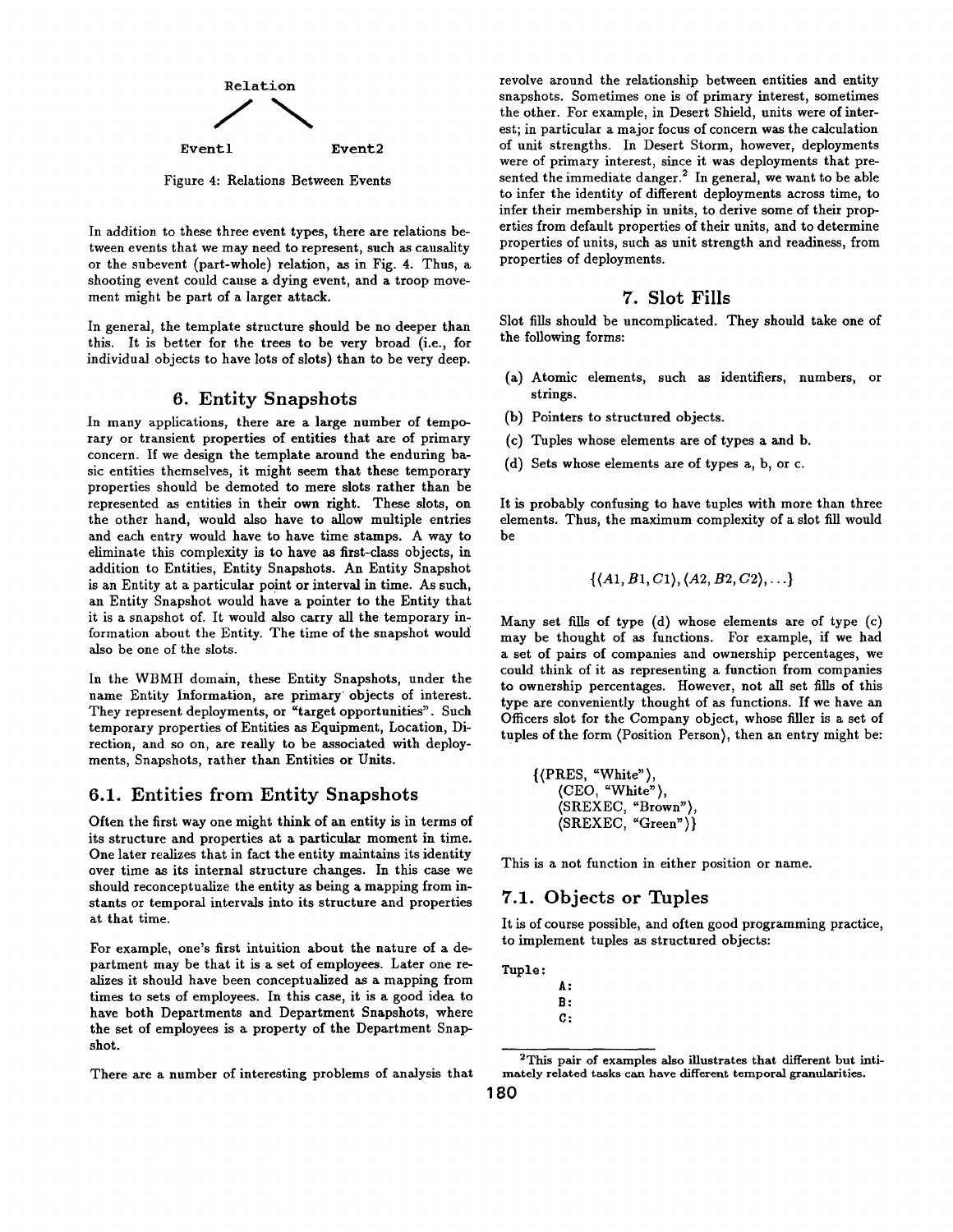```
        Relation
         /    \
    Event1    Event2
```

Figure 4: Relations Between Events

In addition to these three event types, there are relations between events that we may need to represent, such as causality or the subevent (part-whole) relation, as in Fig. 4. Thus, a shooting event could cause a dying event, and a troop movement might be part of a larger attack.

In general, the template structure should be no deeper than this. It is better for the trees to be very broad (i.e., for individual objects to have lots of slots) than to be very deep.

## 6. Entity Snapshots

In many applications, there are a large number of temporary or transient properties of entities that are of primary concern. If we design the template around the enduring basic entities themselves, it might seem that these temporary properties should be demoted to mere slots rather than be represented as entities in their own right. These slots, on the other hand, would also have to allow multiple entries and each entry would have to have time stamps. A way to eliminate this complexity is to have as first-class objects, in addition to Entities, Entity Snapshots. An Entity Snapshot is an Entity at a particular point or interval in time. As such, an Entity Snapshot would have a pointer to the Entity that it is a snapshot of. It would also carry all the temporary information about the Entity. The time of the snapshot would also be one of the slots.

In the WBMH domain, these Entity Snapshots, under the name Entity Information, are primary objects of interest. They represent deployments, or "target opportunities". Such temporary properties of Entities as Equipment, Location, Direction, and so on, are really to be associated with deployments, Snapshots, rather than Entities or Units.

### 6.1. Entities from Entity Snapshots

Often the first way one might think of an entity is in terms of its structure and properties at a particular moment in time. One later realizes that in fact the entity maintains its identity over time as its internal structure changes. In this case we should reconceptualize the entity as being a mapping from instants or temporal intervals into its structure and properties at that time.

For example, one's first intuition about the nature of a department may be that it is a set of employees. Later one realizes it should have been conceptualized as a mapping from times to sets of employees. In this case, it is a good idea to have both Departments and Department Snapshots, where the set of employees is a property of the Department Snapshot.

There are a number of interesting problems of analysis that revolve around the relationship between entities and entity snapshots. Sometimes one is of primary interest, sometimes the other. For example, in Desert Shield, units were of interest; in particular a major focus of concern was the calculation of unit strengths. In Desert Storm, however, deployments were of primary interest, since it was deployments that presented the immediate danger.[2] In general, we want to be able to infer the identity of different deployments across time, to infer their membership in units, to derive some of their properties from default properties of their units, and to determine properties of units, such as unit strength and readiness, from properties of deployments.

## 7. Slot Fills

Slot fills should be uncomplicated. They should take one of the following forms:

(a) Atomic elements, such as identifiers, numbers, or strings.

(b) Pointers to structured objects.

(c) Tuples whose elements are of types a and b.

(d) Sets whose elements are of types a, b, or c.

It is probably confusing to have tuples with more than three elements. Thus, the maximum complexity of a slot fill would be

$$\{\langle A1, B1, C1\rangle, \langle A2, B2, C2\rangle, \ldots\}$$

Many set fills of type (d) whose elements are of type (c) may be thought of as functions. For example, if we had a set of pairs of companies and ownership percentages, we could think of it as representing a function from companies to ownership percentages. However, not all set fills of this type are conveniently thought of as functions. If we have an Officers slot for the Company object, whose filler is a set of tuples of the form ⟨Position Person⟩, then an entry might be:

{⟨PRES, "White"⟩,
⟨CEO, "White"⟩,
⟨SREXEC, "Brown"⟩,
⟨SREXEC, "Green"⟩}

This is a not function in either position or name.

### 7.1. Objects or Tuples

It is of course possible, and often good programming practice, to implement tuples as structured objects:

```
Tuple:
        A:
        B:
        C:
```

[2] This pair of examples also illustrates that different but intimately related tasks can have different temporal granularities.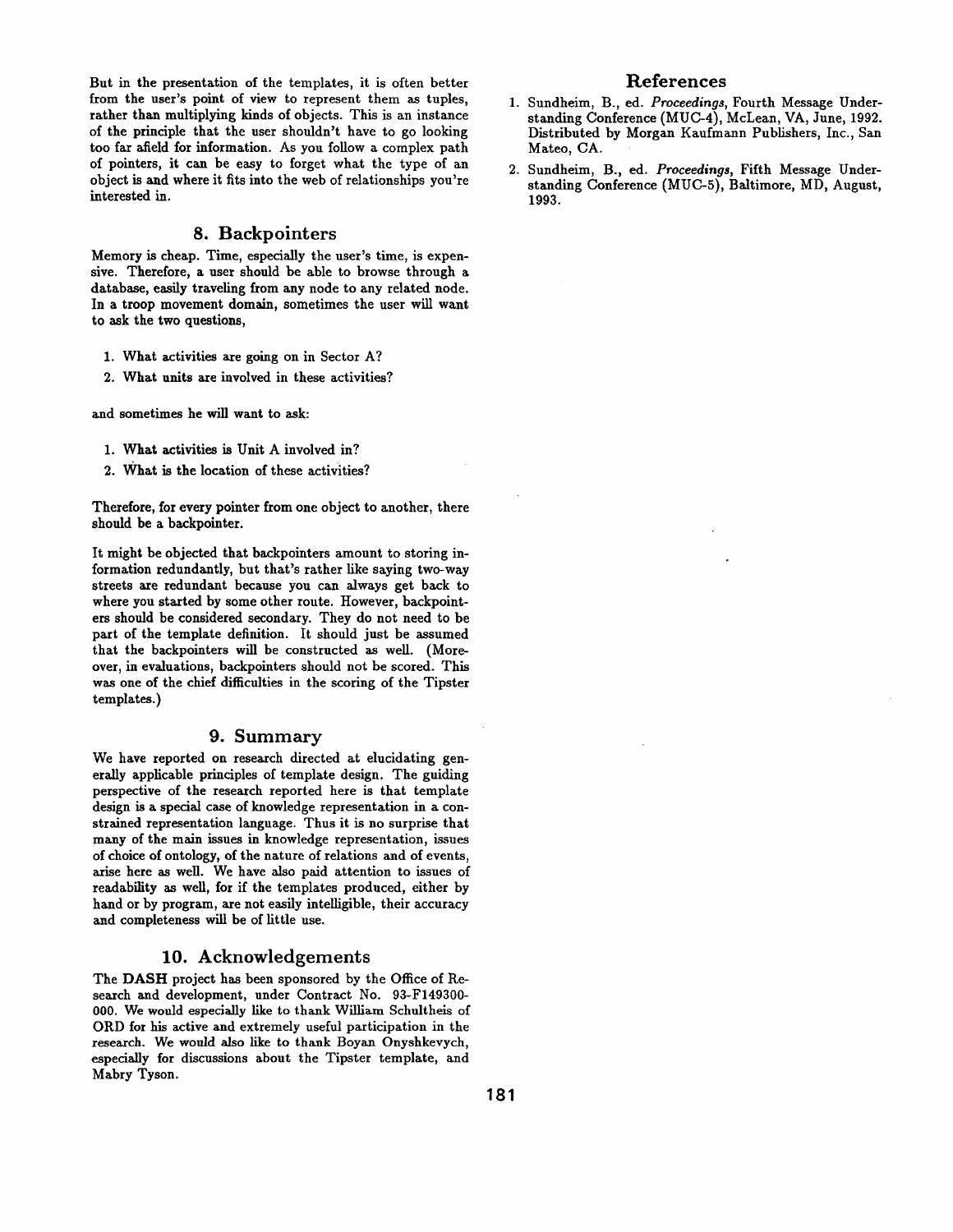But in the presentation of the templates, it is often better from the user's point of view to represent them as tuples, rather than multiplying kinds of objects. This is an instance of the principle that the user shouldn't have to go looking too far afield for information. As you follow a complex path of pointers, it can be easy to forget what the type of an object is and where it fits into the web of relationships you're interested in.

## 8. Backpointers

Memory is cheap. Time, especially the user's time, is expensive. Therefore, a user should be able to browse through a database, easily traveling from any node to any related node. In a troop movement domain, sometimes the user will want to ask the two questions,

1. What activities are going on in Sector A?
2. What units are involved in these activities?

and sometimes he will want to ask:

1. What activities is Unit A involved in?
2. What is the location of these activities?

Therefore, for every pointer from one object to another, there should be a backpointer.

It might be objected that backpointers amount to storing information redundantly, but that's rather like saying two-way streets are redundant because you can always get back to where you started by some other route. However, backpointers should be considered secondary. They do not need to be part of the template definition. It should just be assumed that the backpointers will be constructed as well. (Moreover, in evaluations, backpointers should not be scored. This was one of the chief difficulties in the scoring of the Tipster templates.)

## 9. Summary

We have reported on research directed at elucidating generally applicable principles of template design. The guiding perspective of the research reported here is that template design is a special case of knowledge representation in a constrained representation language. Thus it is no surprise that many of the main issues in knowledge representation, issues of choice of ontology, of the nature of relations and of events, arise here as well. We have also paid attention to issues of readability as well, for if the templates produced, either by hand or by program, are not easily intelligible, their accuracy and completeness will be of little use.

## 10. Acknowledgements

The **DASH** project has been sponsored by the Office of Research and development, under Contract No. 93-F149300-000. We would especially like to thank William Schultheis of ORD for his active and extremely useful participation in the research. We would also like to thank Boyan Onyshkevych, especially for discussions about the Tipster template, and Mabry Tyson.

## References

1. Sundheim, B., ed. *Proceedings*, Fourth Message Understanding Conference (MUC-4), McLean, VA, June, 1992. Distributed by Morgan Kaufmann Publishers, Inc., San Mateo, CA.
2. Sundheim, B., ed. *Proceedings*, Fifth Message Understanding Conference (MUC-5), Baltimore, MD, August, 1993.